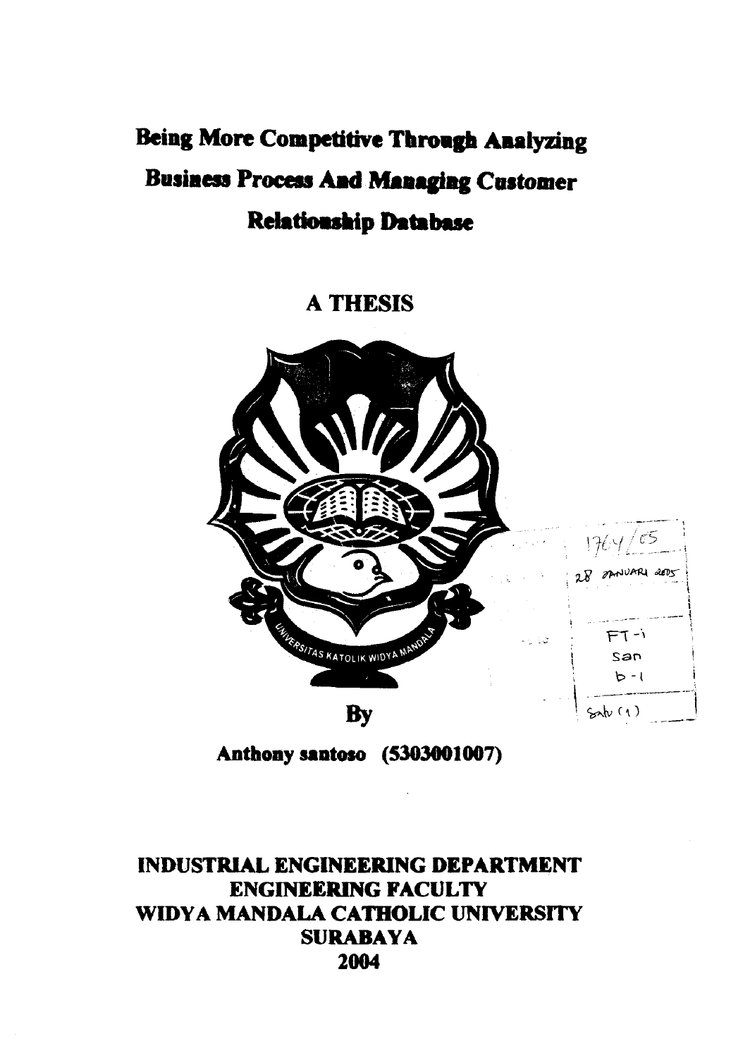# Being More Competitive Through Analyzing Business Process And Managing Customer Relationship Database

## A THESIS

UNIVERSITAS KATOLIK WIDYA MANDALA

1764/05
28 JANUARI 2005
FT-i
San
b-1
Satu (1)

**By**

**Anthony santoso (5303001007)**

**INDUSTRIAL ENGINEERING DEPARTMENT**
**ENGINEERING FACULTY**
**WIDYA MANDALA CATHOLIC UNIVERSITY**
**SURABAYA**
**2004**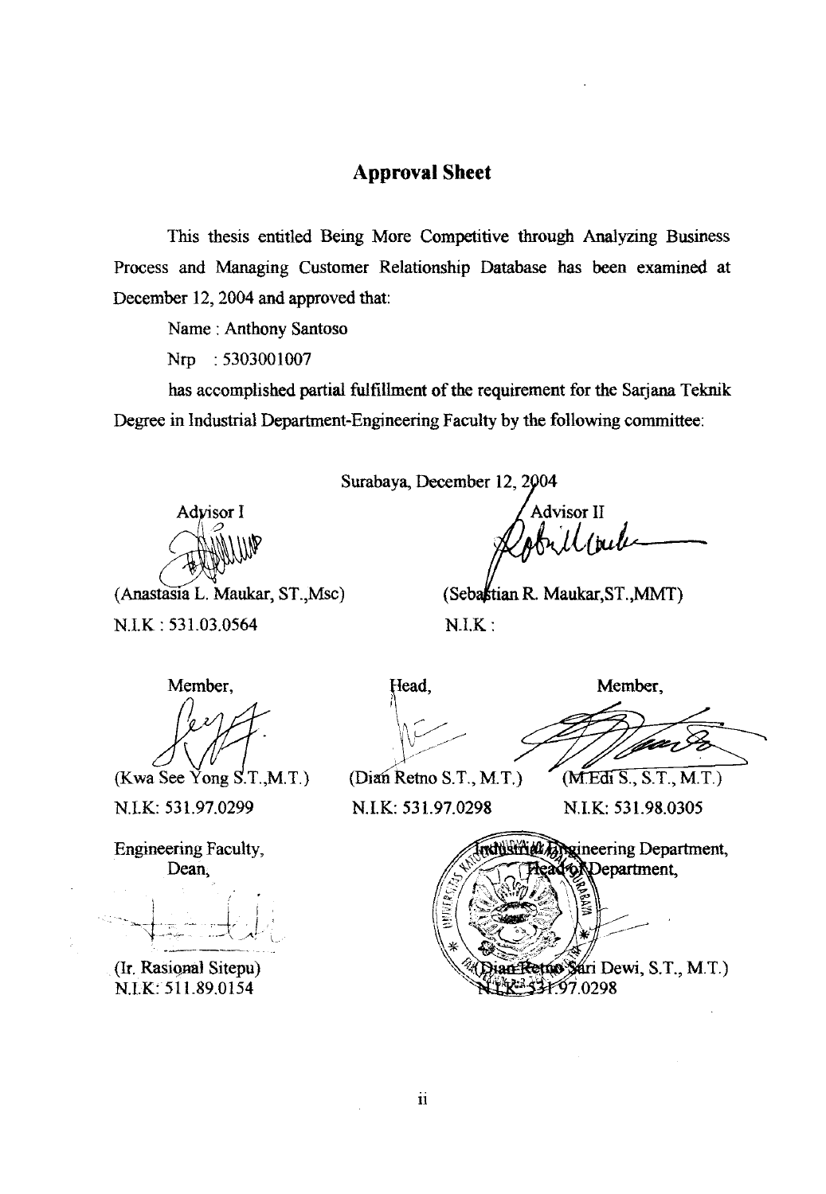## Approval Sheet

This thesis entitled Being More Competitive through Analyzing Business Process and Managing Customer Relationship Database has been examined at December 12, 2004 and approved that:

Name : Anthony Santoso

Nrp : 5303001007

has accomplished partial fulfillment of the requirement for the Sarjana Teknik Degree in Industrial Department-Engineering Faculty by the following committee:

Surabaya, December 12, 2004

Advisor I

(Anastasia L. Maukar, ST.,Msc)

N.I.K : 531.03.0564

Advisor II

(Sebastian R. Maukar,ST.,MMT)

N.I.K :

Member,

(Kwa See Yong S.T.,M.T.)

N.I.K: 531.97.0299

Head,

(Dian Retno S.T., M.T.)

N.I.K: 531.97.0298

Member,

(M.Edi S., S.T., M.T.)

N.I.K: 531.98.0305

Engineering Faculty,
Dean,

(Ir. Rasional Sitepu)

N.I.K: 511.89.0154

Industrial Engineering Department,
Head of Department,

(Dian Retno Sari Dewi, S.T., M.T.)

N.I.K: 531.97.0298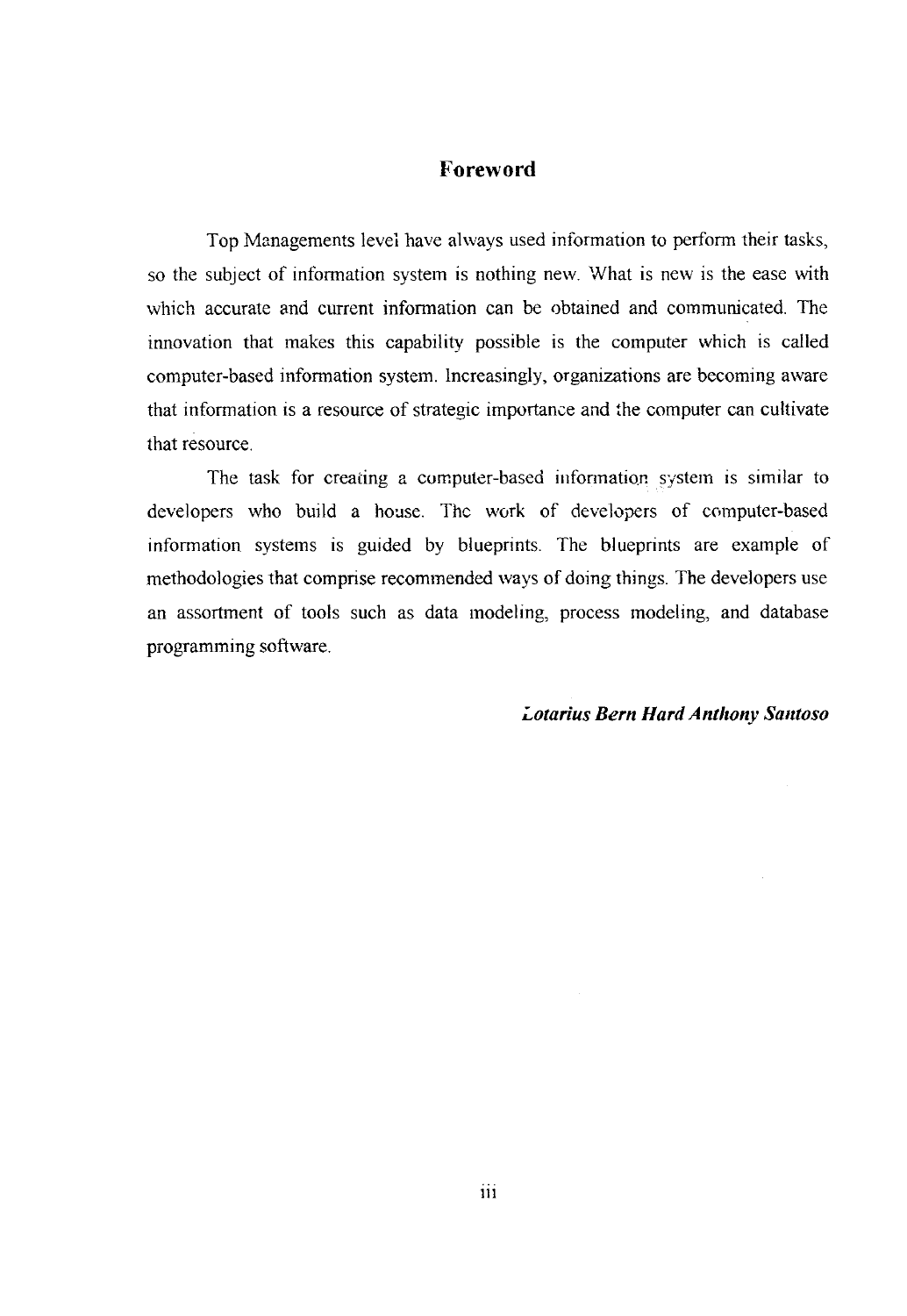# Foreword

Top Managements level have always used information to perform their tasks, so the subject of information system is nothing new. What is new is the ease with which accurate and current information can be obtained and communicated. The innovation that makes this capability possible is the computer which is called computer-based information system. Increasingly, organizations are becoming aware that information is a resource of strategic importance and the computer can cultivate that resource.

The task for creating a computer-based information system is similar to developers who build a house. The work of developers of computer-based information systems is guided by blueprints. The blueprints are example of methodologies that comprise recommended ways of doing things. The developers use an assortment of tools such as data modeling, process modeling, and database programming software.

***Lotarius Bern Hard Anthony Santoso***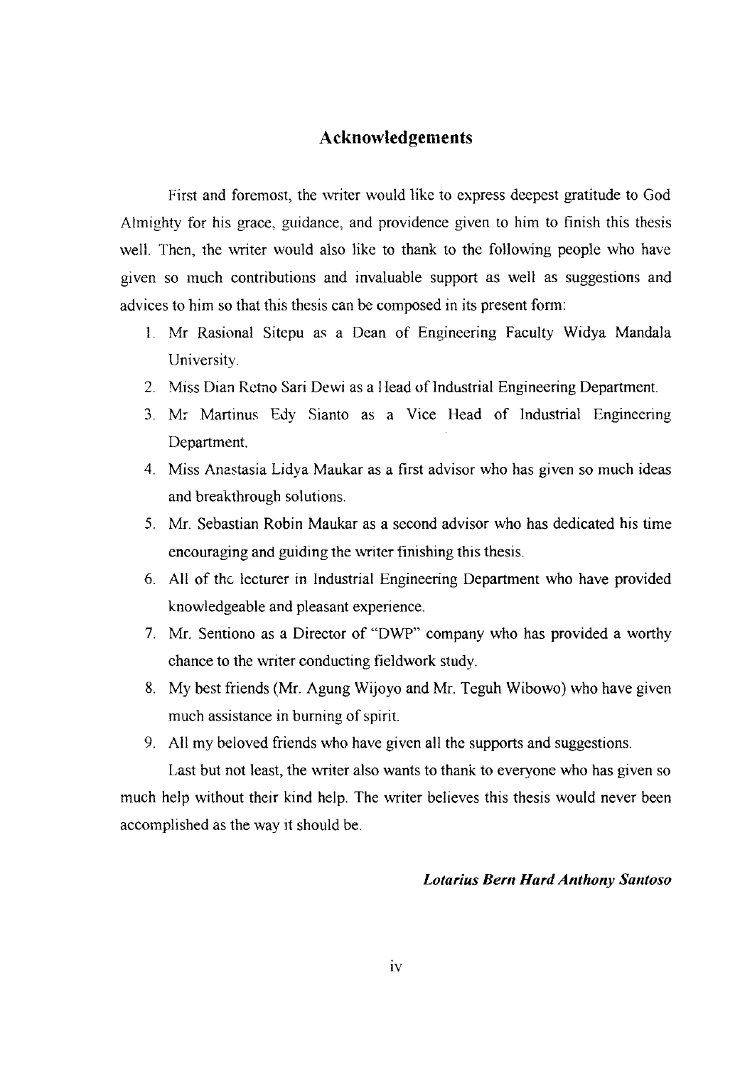## Acknowledgements

First and foremost, the writer would like to express deepest gratitude to God Almighty for his grace, guidance, and providence given to him to finish this thesis well. Then, the writer would also like to thank to the following people who have given so much contributions and invaluable support as well as suggestions and advices to him so that this thesis can be composed in its present form:

1. Mr Rasional Sitepu as a Dean of Engineering Faculty Widya Mandala University.
2. Miss Dian Retno Sari Dewi as a Head of Industrial Engineering Department.
3. Mr Martinus Edy Sianto as a Vice Head of Industrial Engineering Department.
4. Miss Anastasia Lidya Maukar as a first advisor who has given so much ideas and breakthrough solutions.
5. Mr. Sebastian Robin Maukar as a second advisor who has dedicated his time encouraging and guiding the writer finishing this thesis.
6. All of the lecturer in Industrial Engineering Department who have provided knowledgeable and pleasant experience.
7. Mr. Sentiono as a Director of "DWP" company who has provided a worthy chance to the writer conducting fieldwork study.
8. My best friends (Mr. Agung Wijoyo and Mr. Teguh Wibowo) who have given much assistance in burning of spirit.
9. All my beloved friends who have given all the supports and suggestions.

Last but not least, the writer also wants to thank to everyone who has given so much help without their kind help. The writer believes this thesis would never been accomplished as the way it should be.

***Lotarius Bern Hard Anthony Santoso***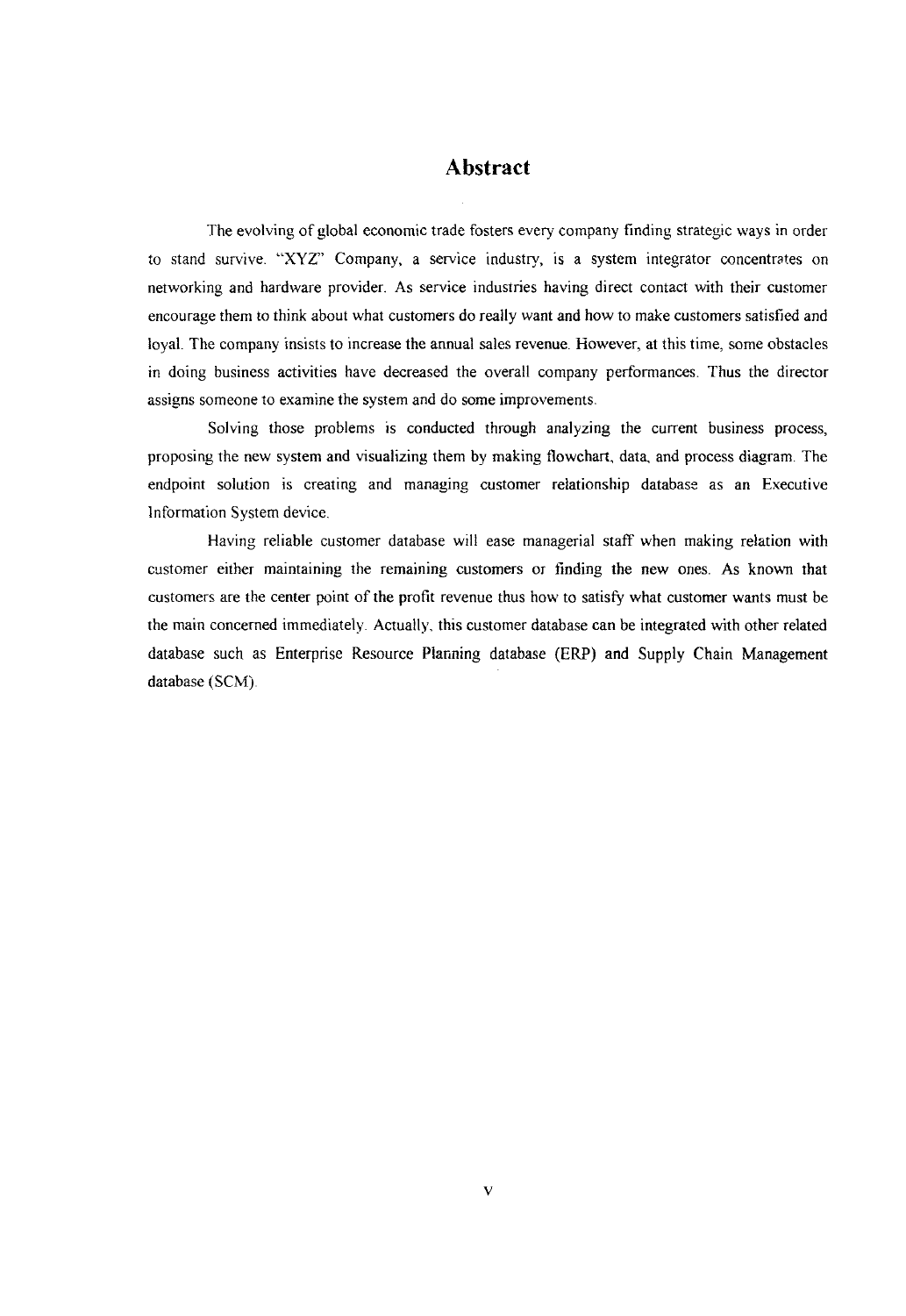# Abstract

The evolving of global economic trade fosters every company finding strategic ways in order to stand survive. "XYZ" Company, a service industry, is a system integrator concentrates on networking and hardware provider. As service industries having direct contact with their customer encourage them to think about what customers do really want and how to make customers satisfied and loyal. The company insists to increase the annual sales revenue. However, at this time, some obstacles in doing business activities have decreased the overall company performances. Thus the director assigns someone to examine the system and do some improvements.

Solving those problems is conducted through analyzing the current business process, proposing the new system and visualizing them by making flowchart, data, and process diagram. The endpoint solution is creating and managing customer relationship database as an Executive Information System device.

Having reliable customer database will ease managerial staff when making relation with customer either maintaining the remaining customers or finding the new ones. As known that customers are the center point of the profit revenue thus how to satisfy what customer wants must be the main concerned immediately. Actually, this customer database can be integrated with other related database such as Enterprise Resource Planning database (ERP) and Supply Chain Management database (SCM).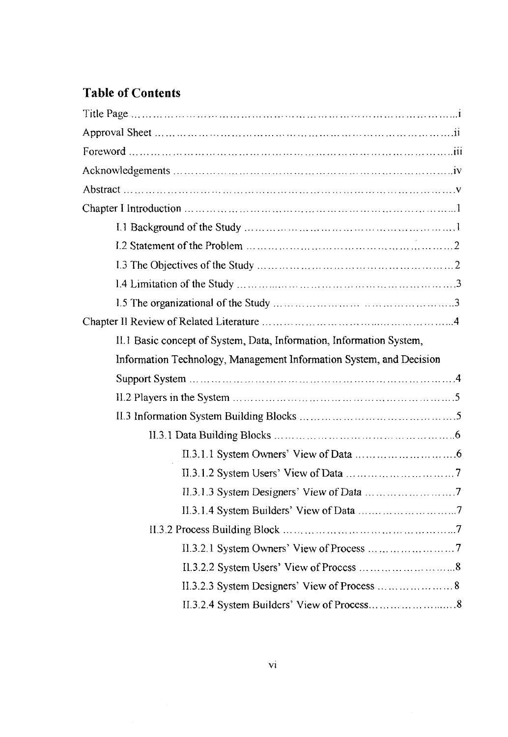## Table of Contents

Title Page .......................................................................................................i

Approval Sheet ..............................................................................................ii

Foreword .......................................................................................................iii

Acknowledgements ........................................................................................iv

Abstract .........................................................................................................v

Chapter I Introduction ....................................................................................1

I.1 Background of the Study .........................................................................1

I.2 Statement of the Problem .........................................................................2

I.3 The Objectives of the Study .....................................................................2

I.4 Limitation of the Study .............................................................................3

I.5 The organizational of the Study ...............................................................3

Chapter II Review of Related Literature ........................................................4

II.1 Basic concept of System, Data, Information, Information System, Information Technology, Management Information System, and Decision Support System ..........................................................................................4

II.2 Players in the System ...............................................................................5

II.3 Information System Building Blocks .......................................................5

II.3.1 Data Building Blocks ............................................................................6

II.3.1.1 System Owners' View of Data ...........................................................6

II.3.1.2 System Users' View of Data ..............................................................7

II.3.1.3 System Designers' View of Data ........................................................7

II.3.1.4 System Builders' View of Data ..........................................................7

II.3.2 Process Building Block ..........................................................................7

II.3.2.1 System Owners' View of Process .......................................................7

II.3.2.2 System Users' View of Process ..........................................................8

II.3.2.3 System Designers' View of Process ...................................................8

II.3.2.4 System Builders' View of Process.......................................................8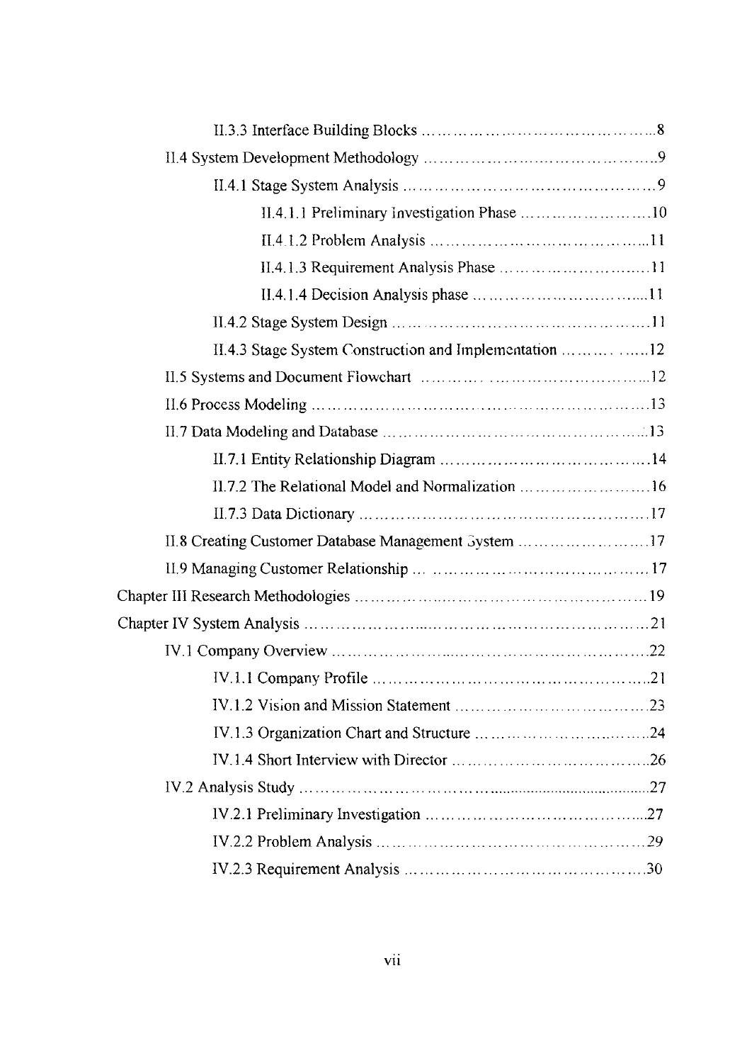II.3.3 Interface Building Blocks ............................................8

II.4 System Development Methodology ............................................9

II.4.1 Stage System Analysis ............................................9

II.4.1.1 Preliminary Investigation Phase ............................10

II.4.1.2 Problem Analysis ............................................11

II.4.1.3 Requirement Analysis Phase ............................11

II.4.1.4 Decision Analysis phase ............................11

II.4.2 Stage System Design ............................................11

II.4.3 Stage System Construction and Implementation ............12

II.5 Systems and Document Flowchart ............................................12

II.6 Process Modeling ............................................13

II.7 Data Modeling and Database ............................................13

II.7.1 Entity Relationship Diagram ............................................14

II.7.2 The Relational Model and Normalization ............................16

II.7.3 Data Dictionary ............................................17

II.8 Creating Customer Database Management System ............................17

II.9 Managing Customer Relationship ............................................17

Chapter III Research Methodologies ............................................19

Chapter IV System Analysis ............................................21

IV.1 Company Overview ............................................22

IV.1.1 Company Profile ............................................21

IV.1.2 Vision and Mission Statement ............................................23

IV.1.3 Organization Chart and Structure ............................................24

IV.1.4 Short Interview with Director ............................................26

IV.2 Analysis Study ............................................27

IV.2.1 Preliminary Investigation ............................................27

IV.2.2 Problem Analysis ............................................29

IV.2.3 Requirement Analysis ............................................30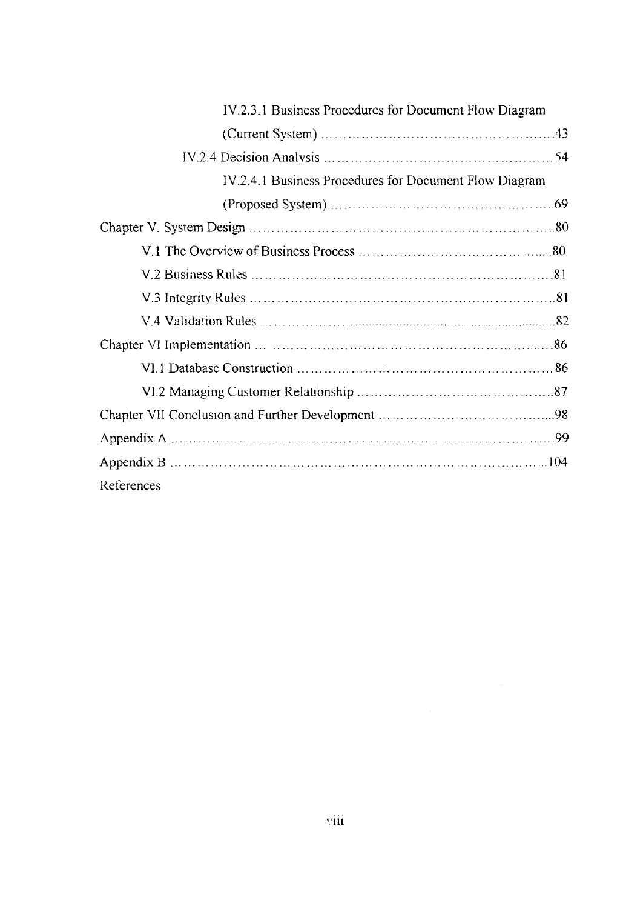IV.2.3.1 Business Procedures for Document Flow Diagram (Current System) ........................................................43

IV.2.4 Decision Analysis ........................................................54

IV.2.4.1 Business Procedures for Document Flow Diagram (Proposed System) ........................................................69

Chapter V. System Design ........................................................80

V.1 The Overview of Business Process ........................................................80

V.2 Business Rules ........................................................81

V.3 Integrity Rules ........................................................81

V.4 Validation Rules ........................................................82

Chapter VI Implementation ........................................................86

VI.1 Database Construction ........................................................86

VI.2 Managing Customer Relationship ........................................................87

Chapter VII Conclusion and Further Development ........................................................98

Appendix A ........................................................99

Appendix B ........................................................104

References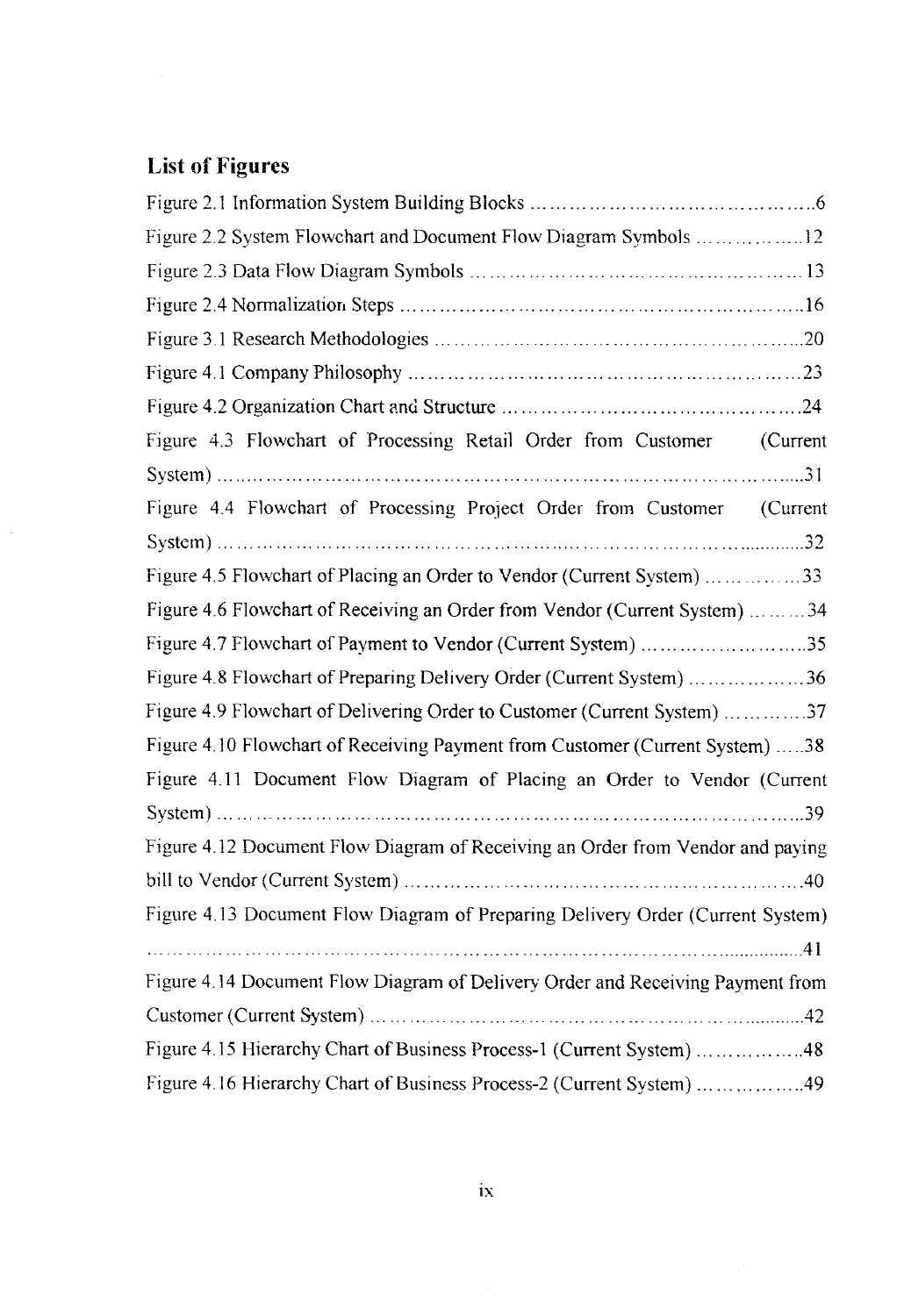## List of Figures

Figure 2.1 Information System Building Blocks ............................................6

Figure 2.2 System Flowchart and Document Flow Diagram Symbols ...................12

Figure 2.3 Data Flow Diagram Symbols ...................................................13

Figure 2.4 Normalization Steps ..........................................................16

Figure 3.1 Research Methodologies .......................................................20

Figure 4.1 Company Philosophy ............................................................23

Figure 4.2 Organization Chart and Structure ..............................................24

Figure 4.3 Flowchart of Processing Retail Order from Customer (Current System) ..........................................................................................31

Figure 4.4 Flowchart of Processing Project Order from Customer (Current System) ..........................................................................................32

Figure 4.5 Flowchart of Placing an Order to Vendor (Current System) ...............33

Figure 4.6 Flowchart of Receiving an Order from Vendor (Current System) ..........34

Figure 4.7 Flowchart of Payment to Vendor (Current System) ..........................35

Figure 4.8 Flowchart of Preparing Delivery Order (Current System) ..................36

Figure 4.9 Flowchart of Delivering Order to Customer (Current System) .............37

Figure 4.10 Flowchart of Receiving Payment from Customer (Current System) .....38

Figure 4.11 Document Flow Diagram of Placing an Order to Vendor (Current System) ..........................................................................................39

Figure 4.12 Document Flow Diagram of Receiving an Order from Vendor and paying bill to Vendor (Current System) .............................................................40

Figure 4.13 Document Flow Diagram of Preparing Delivery Order (Current System) ..........................................................................................41

Figure 4.14 Document Flow Diagram of Delivery Order and Receiving Payment from Customer (Current System) .............................................................42

Figure 4.15 Hierarchy Chart of Business Process-1 (Current System) ................48

Figure 4.16 Hierarchy Chart of Business Process-2 (Current System) ................49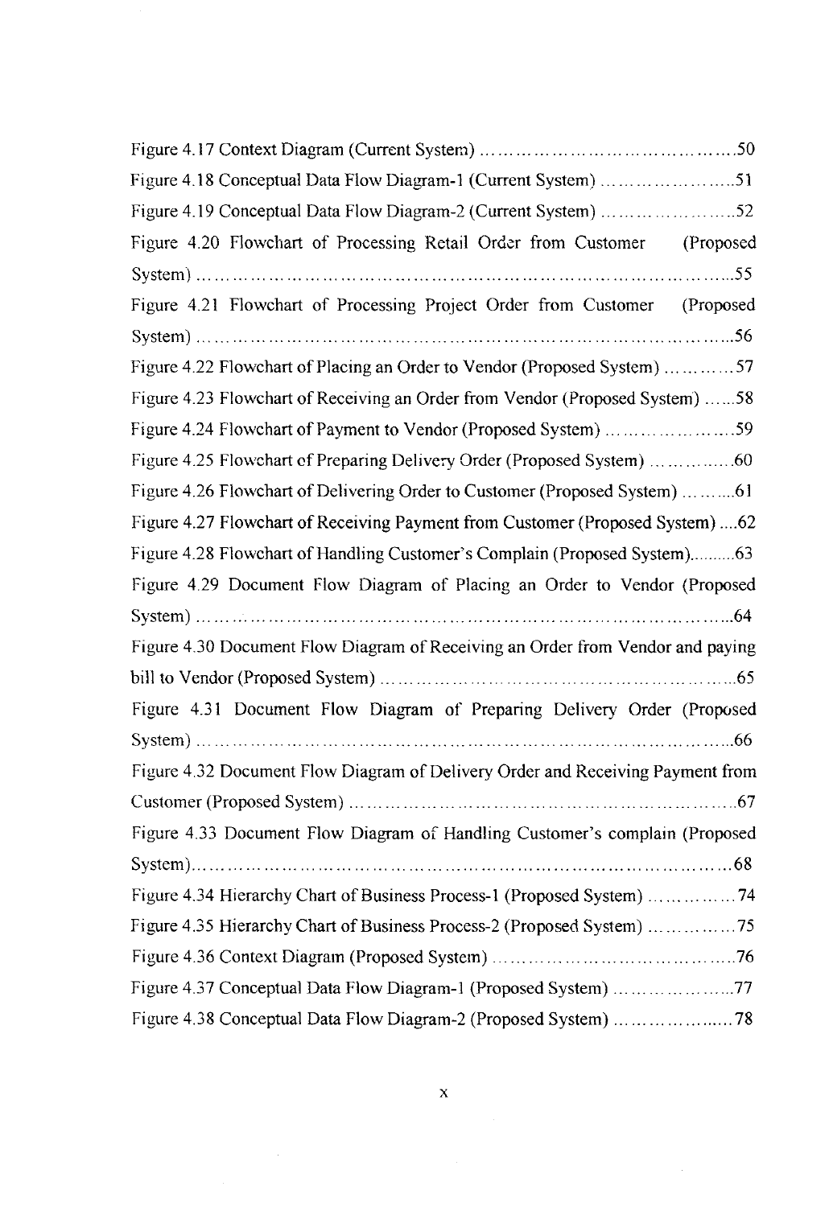Figure 4.17 Context Diagram (Current System) ..........................................50

Figure 4.18 Conceptual Data Flow Diagram-1 (Current System) ......................51

Figure 4.19 Conceptual Data Flow Diagram-2 (Current System) ......................52

Figure 4.20 Flowchart of Processing Retail Order from Customer (Proposed System) ..........................................................................................55

Figure 4.21 Flowchart of Processing Project Order from Customer (Proposed System) ..........................................................................................56

Figure 4.22 Flowchart of Placing an Order to Vendor (Proposed System) ............57

Figure 4.23 Flowchart of Receiving an Order from Vendor (Proposed System) ......58

Figure 4.24 Flowchart of Payment to Vendor (Proposed System) ......................59

Figure 4.25 Flowchart of Preparing Delivery Order (Proposed System) ..............60

Figure 4.26 Flowchart of Delivering Order to Customer (Proposed System) ..........61

Figure 4.27 Flowchart of Receiving Payment from Customer (Proposed System) ....62

Figure 4.28 Flowchart of Handling Customer's Complain (Proposed System)..........63

Figure 4.29 Document Flow Diagram of Placing an Order to Vendor (Proposed System) ..........................................................................................64

Figure 4.30 Document Flow Diagram of Receiving an Order from Vendor and paying bill to Vendor (Proposed System) ..................................................65

Figure 4.31 Document Flow Diagram of Preparing Delivery Order (Proposed System) ..........................................................................................66

Figure 4.32 Document Flow Diagram of Delivery Order and Receiving Payment from Customer (Proposed System) ....................................................67

Figure 4.33 Document Flow Diagram of Handling Customer's complain (Proposed System)...........................................................................................68

Figure 4.34 Hierarchy Chart of Business Process-1 (Proposed System) ................74

Figure 4.35 Hierarchy Chart of Business Process-2 (Proposed System) ................75

Figure 4.36 Context Diagram (Proposed System) ..........................................76

Figure 4.37 Conceptual Data Flow Diagram-1 (Proposed System) ......................77

Figure 4.38 Conceptual Data Flow Diagram-2 (Proposed System) ......................78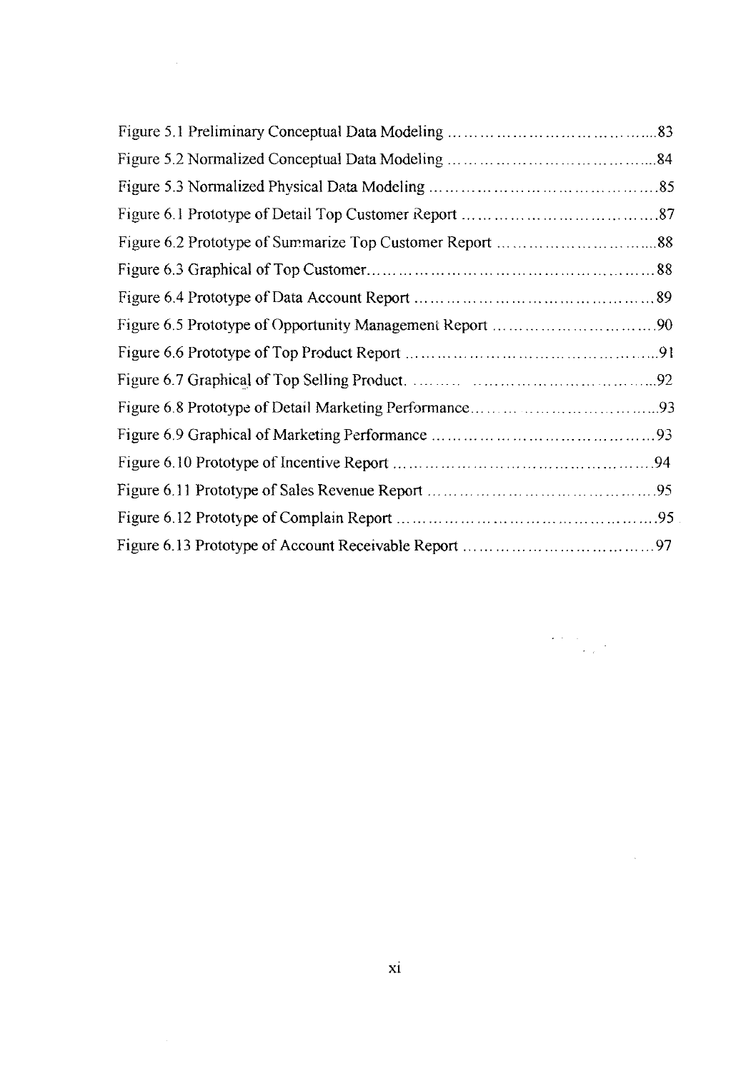Figure 5.1 Preliminary Conceptual Data Modeling ....................................83

Figure 5.2 Normalized Conceptual Data Modeling ....................................84

Figure 5.3 Normalized Physical Data Modeling ....................................85

Figure 6.1 Prototype of Detail Top Customer Report ....................................87

Figure 6.2 Prototype of Summarize Top Customer Report ....................................88

Figure 6.3 Graphical of Top Customer....................................88

Figure 6.4 Prototype of Data Account Report ....................................89

Figure 6.5 Prototype of Opportunity Management Report ....................................90

Figure 6.6 Prototype of Top Product Report ....................................91

Figure 6.7 Graphical of Top Selling Product. ....................................92

Figure 6.8 Prototype of Detail Marketing Performance....................................93

Figure 6.9 Graphical of Marketing Performance ....................................93

Figure 6.10 Prototype of Incentive Report ....................................94

Figure 6.11 Prototype of Sales Revenue Report ....................................95

Figure 6.12 Prototype of Complain Report ....................................95

Figure 6.13 Prototype of Account Receivable Report ....................................97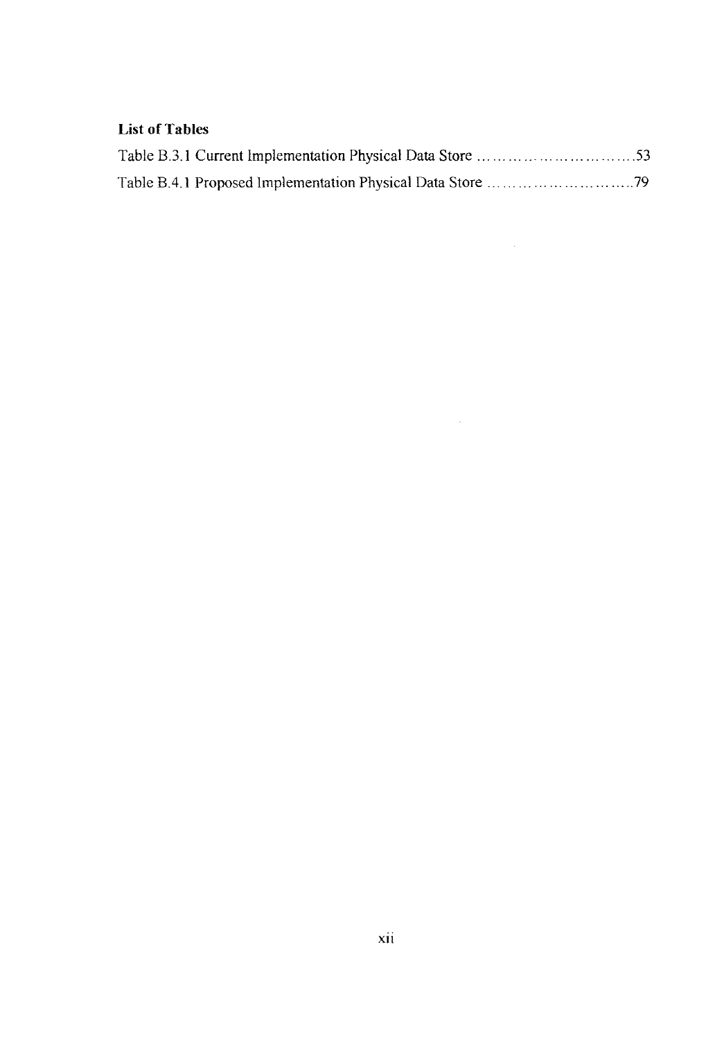**List of Tables**

Table B.3.1 Current Implementation Physical Data Store ................................53

Table B.4.1 Proposed Implementation Physical Data Store ..............................79